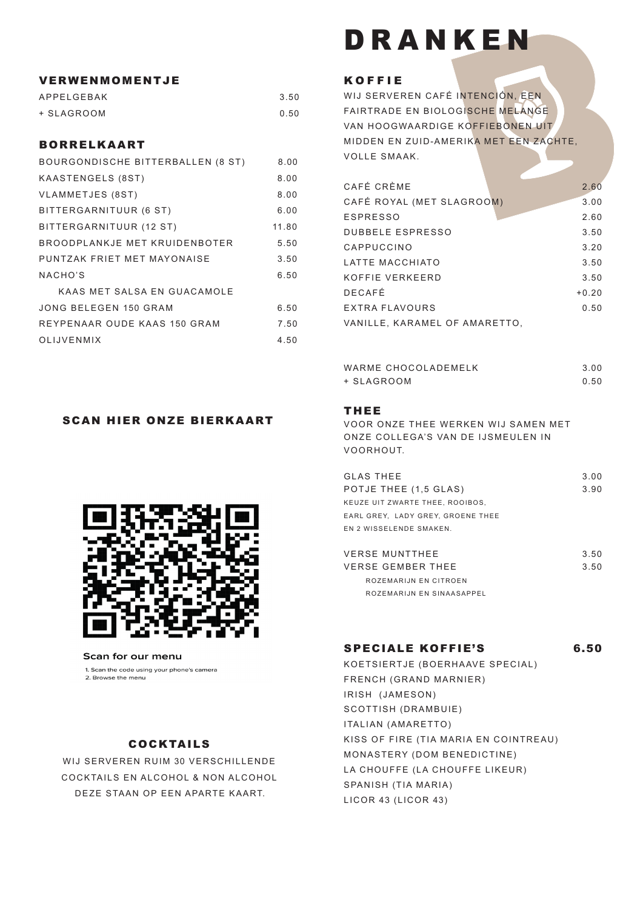# DRANKEN

## VERWENMOMENTJE

| | |
|---|---|
| APPELGEBAK | 3.50 |
| + SLAGROOM | 0.50 |

## BORRELKAART

| | |
|---|---|
| BOURGONDISCHE BITTERBALLEN (8 ST) | 8.00 |
| KAASTENGELS (8ST) | 8.00 |
| VLAMMETJES (8ST) | 8.00 |
| BITTERGARNITUUR (6 ST) | 6.00 |
| BITTERGARNITUUR (12 ST) | 11.80 |
| BROODPLANKJE MET KRUIDENBOTER | 5.50 |
| PUNTZAK FRIET MET MAYONAISE | 3.50 |
| NACHO'S | 6.50 |
| KAAS MET SALSA EN GUACAMOLE | |
| JONG BELEGEN 150 GRAM | 6.50 |
| REYPENAAR OUDE KAAS 150 GRAM | 7.50 |
| OLIJVENMIX | 4.50 |

## SCAN HIER ONZE BIERKAART

Scan for our menu

1. Scan the code using your phone's camera
2. Browse the menu

## COCKTAILS

WIJ SERVEREN RUIM 30 VERSCHILLENDE COCKTAILS EN ALCOHOL & NON ALCOHOL DEZE STAAN OP EEN APARTE KAART.

## KOFFIE

WIJ SERVEREN CAFÉ INTENCIÓN, EEN FAIRTRADE EN BIOLOGISCHE MELANGE VAN HOOGWAARDIGE KOFFIEBONEN UIT MIDDEN EN ZUID-AMERIKA MET EEN ZACHTE, VOLLE SMAAK.

| | |
|---|---|
| CAFÉ CRÈME | 2.60 |
| CAFÉ ROYAL (MET SLAGROOM) | 3.00 |
| ESPRESSO | 2.60 |
| DUBBELE ESPRESSO | 3.50 |
| CAPPUCCINO | 3.20 |
| LATTE MACCHIATO | 3.50 |
| KOFFIE VERKEERD | 3.50 |
| DECAFÉ | +0.20 |
| EXTRA FLAVOURS | 0.50 |
| VANILLE, KARAMEL OF AMARETTO, | |

| | |
|---|---|
| WARME CHOCOLADEMELK | 3.00 |
| + SLAGROOM | 0.50 |

## THEE

VOOR ONZE THEE WERKEN WIJ SAMEN MET ONZE COLLEGA'S VAN DE IJSMEULEN IN VOORHOUT.

| | |
|---|---|
| GLAS THEE | 3.00 |
| POTJE THEE (1,5 GLAS) | 3.90 |

KEUZE UIT ZWARTE THEE, ROOIBOS, EARL GREY, LADY GREY, GROENE THEE EN 2 WISSELENDE SMAKEN.

| | |
|---|---|
| VERSE MUNTTHEE | 3.50 |
| VERSE GEMBER THEE | 3.50 |

ROZEMARIJN EN CITROEN
ROZEMARIJN EN SINAASAPPEL

## SPECIALE KOFFIE'S 6.50

- KOETSIERTJE (BOERHAAVE SPECIAL)
- FRENCH (GRAND MARNIER)
- IRISH (JAMESON)
- SCOTTISH (DRAMBUIE)
- ITALIAN (AMARETTO)
- KISS OF FIRE (TIA MARIA EN COINTREAU)
- MONASTERY (DOM BENEDICTINE)
- LA CHOUFFE (LA CHOUFFE LIKEUR)
- SPANISH (TIA MARIA)
- LICOR 43 (LICOR 43)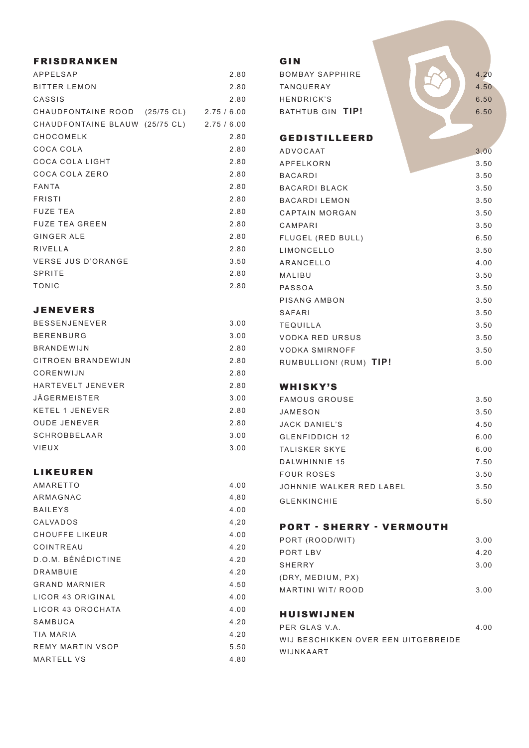## FRISDRANKEN

| | |
|---|---|
| APPELSAP | 2.80 |
| BITTER LEMON | 2.80 |
| CASSIS | 2.80 |
| CHAUDFONTAINE ROOD (25/75 CL) | 2.75 / 6.00 |
| CHAUDFONTAINE BLAUW (25/75 CL) | 2.75 / 6.00 |
| CHOCOMELK | 2.80 |
| COCA COLA | 2.80 |
| COCA COLA LIGHT | 2.80 |
| COCA COLA ZERO | 2.80 |
| FANTA | 2.80 |
| FRISTI | 2.80 |
| FUZE TEA | 2.80 |
| FUZE TEA GREEN | 2.80 |
| GINGER ALE | 2.80 |
| RIVELLA | 2.80 |
| VERSE JUS D'ORANGE | 3.50 |
| SPRITE | 2.80 |
| TONIC | 2.80 |

## JENEVERS

| | |
|---|---|
| BESSENJENEVER | 3.00 |
| BERENBURG | 3.00 |
| BRANDEWIJN | 2.80 |
| CITROEN BRANDEWIJN | 2.80 |
| CORENWIJN | 2.80 |
| HARTEVELT JENEVER | 2.80 |
| JÄGERMEISTER | 3.00 |
| KETEL 1 JENEVER | 2.80 |
| OUDE JENEVER | 2.80 |
| SCHROBBELAAR | 3.00 |
| VIEUX | 3.00 |

## LIKEUREN

| | |
|---|---|
| AMARETTO | 4.00 |
| ARMAGNAC | 4,80 |
| BAILEYS | 4.00 |
| CALVADOS | 4,20 |
| CHOUFFE LIKEUR | 4.00 |
| COINTREAU | 4.20 |
| D.O.M. BÉNÉDICTINE | 4.20 |
| DRAMBUIE | 4.20 |
| GRAND MARNIER | 4.50 |
| LICOR 43 ORIGINAL | 4.00 |
| LICOR 43 OROCHATA | 4.00 |
| SAMBUCA | 4.20 |
| TIA MARIA | 4.20 |
| REMY MARTIN VSOP | 5.50 |
| MARTELL VS | 4.80 |

## GIN

| | |
|---|---|
| BOMBAY SAPPHIRE | 4.20 |
| TANQUERAY | 4.50 |
| HENDRICK'S | 6.50 |
| BATHTUB GIN **TIP!** | 6.50 |

## GEDISTILLEERD

| | |
|---|---|
| ADVOCAAT | 3.00 |
| APFELKORN | 3.50 |
| BACARDI | 3.50 |
| BACARDI BLACK | 3.50 |
| BACARDI LEMON | 3.50 |
| CAPTAIN MORGAN | 3.50 |
| CAMPARI | 3.50 |
| FLUGEL (RED BULL) | 6.50 |
| LIMONCELLO | 3.50 |
| ARANCELLO | 4.00 |
| MALIBU | 3.50 |
| PASSOA | 3.50 |
| PISANG AMBON | 3.50 |
| SAFARI | 3.50 |
| TEQUILLA | 3.50 |
| VODKA RED URSUS | 3.50 |
| VODKA SMIRNOFF | 3.50 |
| RUMBULLION! (RUM) **TIP!** | 5.00 |

## WHISKY'S

| | |
|---|---|
| FAMOUS GROUSE | 3.50 |
| JAMESON | 3.50 |
| JACK DANIEL'S | 4.50 |
| GLENFIDDICH 12 | 6.00 |
| TALISKER SKYE | 6.00 |
| DALWHINNIE 15 | 7.50 |
| FOUR ROSES | 3.50 |
| JOHNNIE WALKER RED LABEL | 3.50 |
| GLENKINCHIE | 5.50 |

## PORT - SHERRY - VERMOUTH

| | |
|---|---|
| PORT (ROOD/WIT) | 3.00 |
| PORT LBV | 4.20 |
| SHERRY (DRY, MEDIUM, PX) | 3.00 |
| MARTINI WIT/ ROOD | 3.00 |

## HUISWIJNEN

| | |
|---|---|
| PER GLAS V.A. | 4.00 |

WIJ BESCHIKKEN OVER EEN UITGEBREIDE WIJNKAART